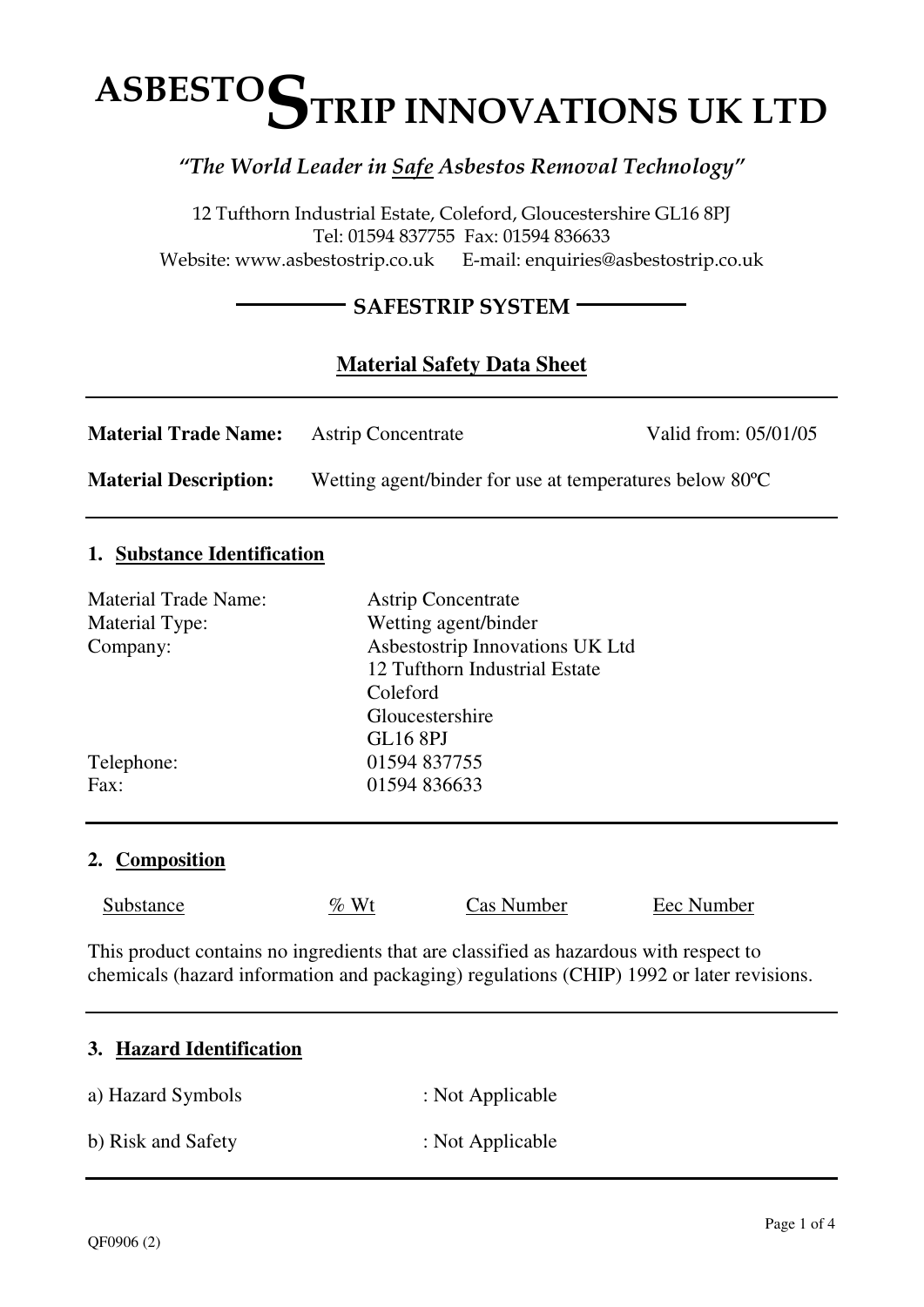# ASBESTOSTRIP INNOVATIONS UK LTD

*"The World Leader in Safe Asbestos Removal Technology"*

12 Tufthorn Industrial Estate, Coleford, Gloucestershire GL16 8PJ
Tel: 01594 837755 Fax: 01594 836633
Website: www.asbestostrip.co.uk E-mail: enquiries@asbestostrip.co.uk

**SAFESTRIP SYSTEM**

## Material Safety Data Sheet

---

**Material Trade Name:** Astrip Concentrate Valid from: 05/01/05

**Material Description:** Wetting agent/binder for use at temperatures below 80ºC

---

### 1. Substance Identification

| | |
|---|---|
| Material Trade Name: | Astrip Concentrate |
| Material Type: | Wetting agent/binder |
| Company: | Asbestostrip Innovations UK Ltd<br>12 Tufthorn Industrial Estate<br>Coleford<br>Gloucestershire<br>GL16 8PJ |
| Telephone: | 01594 837755 |
| Fax: | 01594 836633 |

---

### 2. Composition

| Substance | % Wt | Cas Number | Eec Number |
|---|---|---|---|

This product contains no ingredients that are classified as hazardous with respect to chemicals (hazard information and packaging) regulations (CHIP) 1992 or later revisions.

---

### 3. Hazard Identification

a) Hazard Symbols : Not Applicable

b) Risk and Safety : Not Applicable

---

QF0906 (2)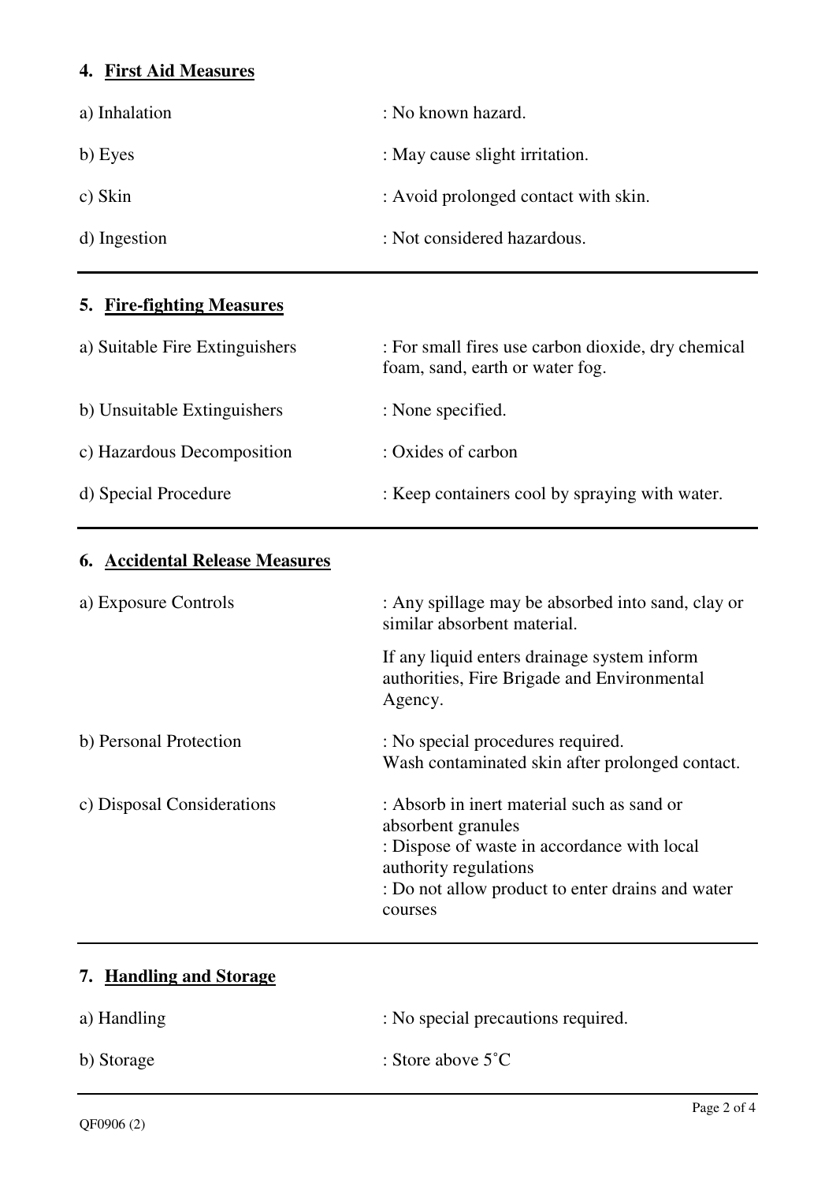## 4. First Aid Measures

| | |
|---|---|
| a) Inhalation | : No known hazard. |
| b) Eyes | : May cause slight irritation. |
| c) Skin | : Avoid prolonged contact with skin. |
| d) Ingestion | : Not considered hazardous. |

## 5. Fire-fighting Measures

| | |
|---|---|
| a) Suitable Fire Extinguishers | : For small fires use carbon dioxide, dry chemical foam, sand, earth or water fog. |
| b) Unsuitable Extinguishers | : None specified. |
| c) Hazardous Decomposition | : Oxides of carbon |
| d) Special Procedure | : Keep containers cool by spraying with water. |

## 6. Accidental Release Measures

| | |
|---|---|
| a) Exposure Controls | : Any spillage may be absorbed into sand, clay or similar absorbent material.<br>If any liquid enters drainage system inform authorities, Fire Brigade and Environmental Agency. |
| b) Personal Protection | : No special procedures required.<br>Wash contaminated skin after prolonged contact. |
| c) Disposal Considerations | : Absorb in inert material such as sand or absorbent granules<br>: Dispose of waste in accordance with local authority regulations<br>: Do not allow product to enter drains and water courses |

## 7. Handling and Storage

| | |
|---|---|
| a) Handling | : No special precautions required. |
| b) Storage | : Store above 5˚C |

QF0906 (2)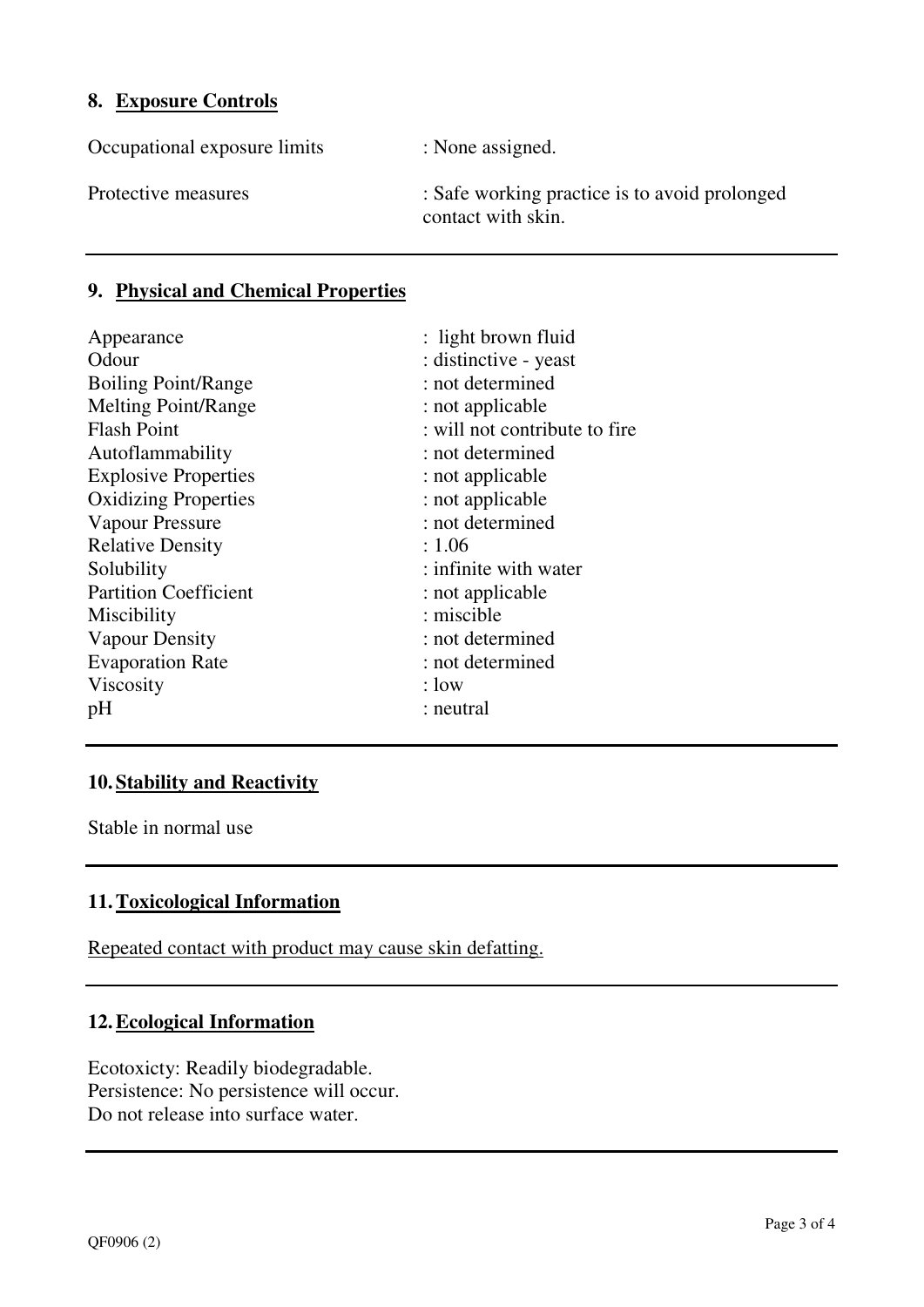## 8. Exposure Controls

| | |
|---|---|
| Occupational exposure limits | : None assigned. |
| Protective measures | : Safe working practice is to avoid prolonged contact with skin. |

## 9. Physical and Chemical Properties

| | |
|---|---|
| Appearance | : light brown fluid |
| Odour | : distinctive - yeast |
| Boiling Point/Range | : not determined |
| Melting Point/Range | : not applicable |
| Flash Point | : will not contribute to fire |
| Autoflammability | : not determined |
| Explosive Properties | : not applicable |
| Oxidizing Properties | : not applicable |
| Vapour Pressure | : not determined |
| Relative Density | : 1.06 |
| Solubility | : infinite with water |
| Partition Coefficient | : not applicable |
| Miscibility | : miscible |
| Vapour Density | : not determined |
| Evaporation Rate | : not determined |
| Viscosity | : low |
| pH | : neutral |

## 10. Stability and Reactivity

Stable in normal use

## 11. Toxicological Information

Repeated contact with product may cause skin defatting.

## 12. Ecological Information

Ecotoxicty: Readily biodegradable.
Persistence: No persistence will occur.
Do not release into surface water.

QF0906 (2)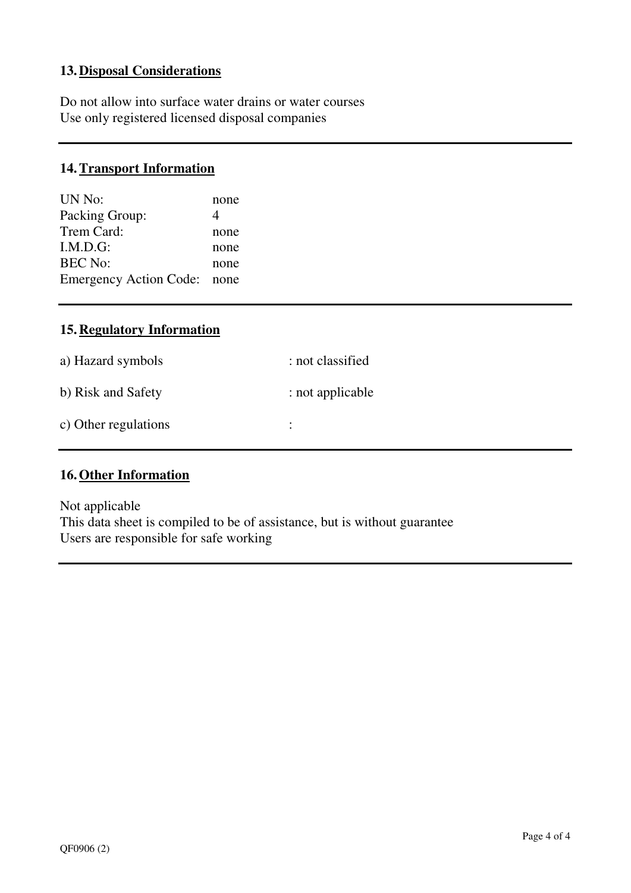## 13. Disposal Considerations

Do not allow into surface water drains or water courses
Use only registered licensed disposal companies

---

## 14. Transport Information

| | |
|---|---|
| UN No: | none |
| Packing Group: | 4 |
| Trem Card: | none |
| I.M.D.G: | none |
| BEC No: | none |
| Emergency Action Code: | none |

---

## 15. Regulatory Information

| | |
|---|---|
| a) Hazard symbols | : not classified |
| b) Risk and Safety | : not applicable |
| c) Other regulations | : |

---

## 16. Other Information

Not applicable
This data sheet is compiled to be of assistance, but is without guarantee
Users are responsible for safe working

---

QF0906 (2)